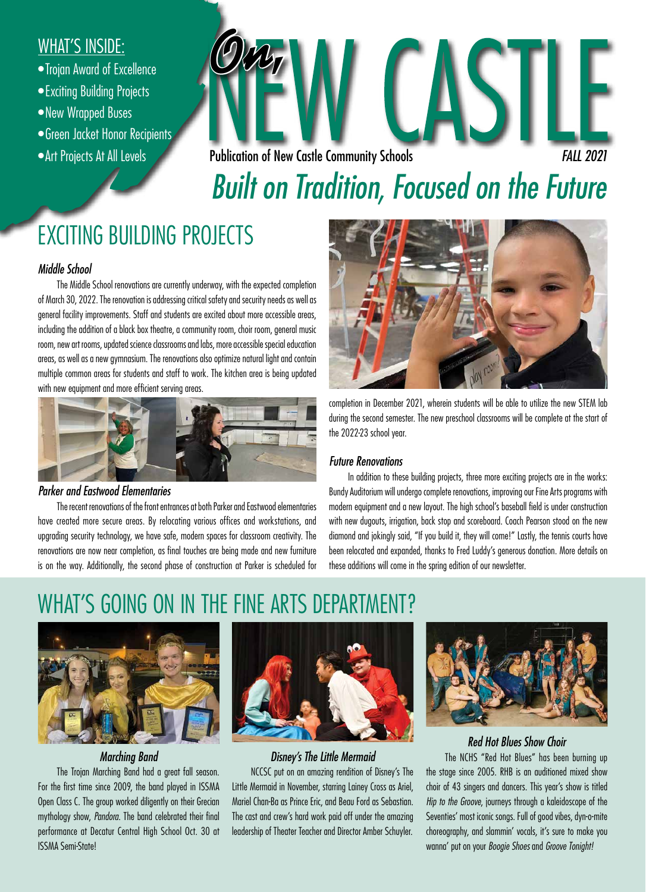## WHAT'S INSIDE:

- Trojan Award of Excellence
- Exciting Building Projects
- New Wrapped Buses
- Green Jacket Honor Recipients
- Art Projects At All Levels

# On, NEW CASTLE

Publication of New Castle Community Schools

*FALL 2021*

*Built on Tradition, Focused on the Future*

## EXCITING BUILDING PROJECTS

### *Middle School*

The Middle School renovations are currently underway, with the expected completion of March 30, 2022. The renovation is addressing critical safety and security needs as well as general facility improvements. Staff and students are excited about more accessible areas, including the addition of a black box theatre, a community room, choir room, general music room, new art rooms, updated science classrooms and labs, more accessible special education areas, as well as a new gymnasium. The renovations also optimize natural light and contain multiple common areas for students and staff to work. The kitchen area is being updated with new equipment and more efficient serving areas.

### *Parker and Eastwood Elementaries*

The recent renovations of the front entrances at both Parker and Eastwood elementaries have created more secure areas. By relocating various offices and workstations, and upgrading security technology, we have safe, modern spaces for classroom creativity. The renovations are now near completion, as final touches are being made and new furniture is on the way. Additionally, the second phase of construction at Parker is scheduled for completion in December 2021, wherein students will be able to utilize the new STEM lab during the second semester. The new preschool classrooms will be complete at the start of the 2022-23 school year.

### *Future Renovations*

In addition to these building projects, three more exciting projects are in the works: Bundy Auditorium will undergo complete renovations, improving our Fine Arts programs with modern equipment and a new layout. The high school's baseball field is under construction with new dugouts, irrigation, back stop and scoreboard. Coach Pearson stood on the new diamond and jokingly said, "If you build it, they will come!" Lastly, the tennis courts have been relocated and expanded, thanks to Fred Luddy's generous donation. More details on these additions will come in the spring edition of our newsletter.

## WHAT'S GOING ON IN THE FINE ARTS DEPARTMENT?

### *Marching Band*

The Trojan Marching Band had a great fall season. For the first time since 2009, the band played in ISSMA Open Class C. The group worked diligently on their Grecian mythology show, *Pandora*. The band celebrated their final performance at Decatur Central High School Oct. 30 at ISSMA Semi-State!

### *Disney's The Little Mermaid*

NCCSC put on an amazing rendition of Disney's The Little Mermaid in November, starring Lainey Cross as Ariel, Mariel Chan-Ba as Prince Eric, and Beau Ford as Sebastian. The cast and crew's hard work paid off under the amazing leadership of Theater Teacher and Director Amber Schuyler.

### *Red Hot Blues Show Choir*

The NCHS "Red Hot Blues" has been burning up the stage since 2005. RHB is an auditioned mixed show choir of 43 singers and dancers. This year's show is titled *Hip to the Groove*, journeys through a kaleidoscope of the Seventies' most iconic songs. Full of good vibes, dyn-o-mite choreography, and slammin' vocals, it's sure to make you wanna' put on your *Boogie Shoes* and *Groove Tonight!*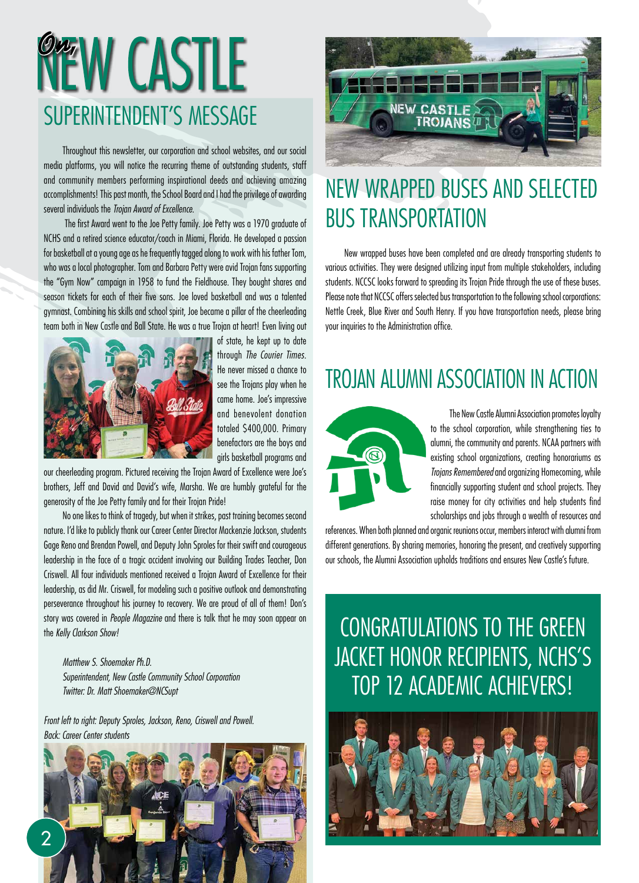# On, NEW CASTLE

## SUPERINTENDENT'S MESSAGE

Throughout this newsletter, our corporation and school websites, and our social media platforms, you will notice the recurring theme of outstanding students, staff and community members performing inspirational deeds and achieving amazing accomplishments! This past month, the School Board and I had the privilege of awarding several individuals the *Trojan Award of Excellence*.

The first Award went to the Joe Petty family. Joe Petty was a 1970 graduate of NCHS and a retired science educator/coach in Miami, Florida. He developed a passion for basketball at a young age as he frequently tagged along to work with his father Tom, who was a local photographer. Tom and Barbara Petty were avid Trojan fans supporting the "Gym Now" campaign in 1958 to fund the Fieldhouse. They bought shares and season tickets for each of their five sons. Joe loved basketball and was a talented gymnast. Combining his skills and school spirit, Joe became a pillar of the cheerleading team both in New Castle and Ball State. He was a true Trojan at heart! Even living out of state, he kept up to date through *The Courier Times*. He never missed a chance to see the Trojans play when he came home. Joe's impressive and benevolent donation totaled $400,000. Primary benefactors are the boys and girls basketball programs and our cheerleading program. Pictured receiving the Trojan Award of Excellence were Joe's brothers, Jeff and David and David's wife, Marsha. We are humbly grateful for the generosity of the Joe Petty family and for their Trojan Pride!

No one likes to think of tragedy, but when it strikes, past training becomes second nature. I'd like to publicly thank our Career Center Director Mackenzie Jackson, students Gage Reno and Brendan Powell, and Deputy John Sproles for their swift and courageous leadership in the face of a tragic accident involving our Building Trades Teacher, Don Criswell. All four individuals mentioned received a Trojan Award of Excellence for their leadership, as did Mr. Criswell, for modeling such a positive outlook and demonstrating perseverance throughout his journey to recovery. We are proud of all of them! Don's story was covered in *People Magazine* and there is talk that he may soon appear on the *Kelly Clarkson Show!*

*Matthew S. Shoemaker Ph.D.*
*Superintendent, New Castle Community School Corporation*
*Twitter: Dr. Matt Shoemaker@NCSupt*

*Front left to right: Deputy Sproles, Jackson, Reno, Criswell and Powell.*
*Back: Career Center students*

## NEW WRAPPED BUSES AND SELECTED BUS TRANSPORTATION

New wrapped buses have been completed and are already transporting students to various activities. They were designed utilizing input from multiple stakeholders, including students. NCCSC looks forward to spreading its Trojan Pride through the use of these buses. Please note that NCCSC offers selected bus transportation to the following school corporations: Nettle Creek, Blue River and South Henry. If you have transportation needs, please bring your inquiries to the Administration office.

## TROJAN ALUMNI ASSOCIATION IN ACTION

The New Castle Alumni Association promotes loyalty to the school corporation, while strengthening ties to alumni, the community and parents. NCAA partners with existing school organizations, creating honorariums as *Trojans Remembered* and organizing Homecoming, while financially supporting student and school projects. They raise money for city activities and help students find scholarships and jobs through a wealth of resources and references. When both planned and organic reunions occur, members interact with alumni from different generations. By sharing memories, honoring the present, and creatively supporting our schools, the Alumni Association upholds traditions and ensures New Castle's future.

## CONGRATULATIONS TO THE GREEN JACKET HONOR RECIPIENTS, NCHS'S TOP 12 ACADEMIC ACHIEVERS!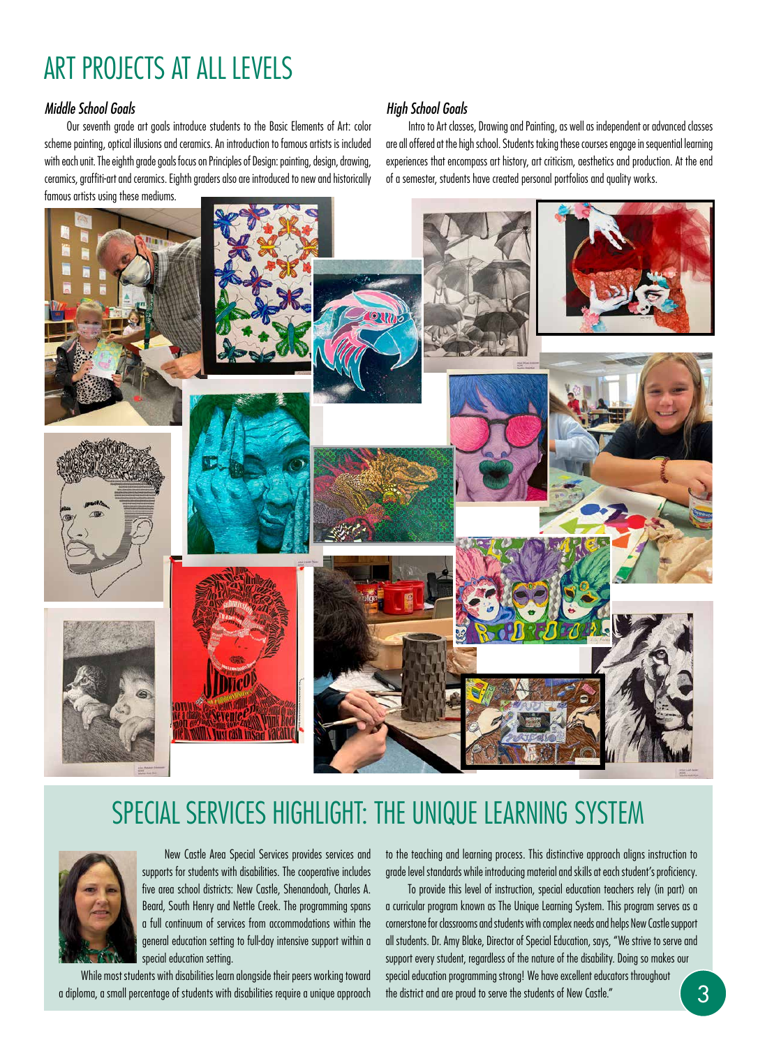# ART PROJECTS AT ALL LEVELS

### *Middle School Goals*

Our seventh grade art goals introduce students to the Basic Elements of Art: color scheme painting, optical illusions and ceramics. An introduction to famous artists is included with each unit. The eighth grade goals focus on Principles of Design: painting, design, drawing, ceramics, graffiti-art and ceramics. Eighth graders also are introduced to new and historically famous artists using these mediums.

### *High School Goals*

Intro to Art classes, Drawing and Painting, as well as independent or advanced classes are all offered at the high school. Students taking these courses engage in sequential learning experiences that encompass art history, art criticism, aesthetics and production. At the end of a semester, students have created personal portfolios and quality works.

# SPECIAL SERVICES HIGHLIGHT: THE UNIQUE LEARNING SYSTEM

New Castle Area Special Services provides services and supports for students with disabilities. The cooperative includes five area school districts: New Castle, Shenandoah, Charles A. Beard, South Henry and Nettle Creek. The programming spans a full continuum of services from accommodations within the general education setting to full-day intensive support within a special education setting.

While most students with disabilities learn alongside their peers working toward a diploma, a small percentage of students with disabilities require a unique approach to the teaching and learning process. This distinctive approach aligns instruction to grade level standards while introducing material and skills at each student's proficiency.

To provide this level of instruction, special education teachers rely (in part) on a curricular program known as The Unique Learning System. This program serves as a cornerstone for classrooms and students with complex needs and helps New Castle support all students. Dr. Amy Blake, Director of Special Education, says, "We strive to serve and support every student, regardless of the nature of the disability. Doing so makes our special education programming strong! We have excellent educators throughout the district and are proud to serve the students of New Castle."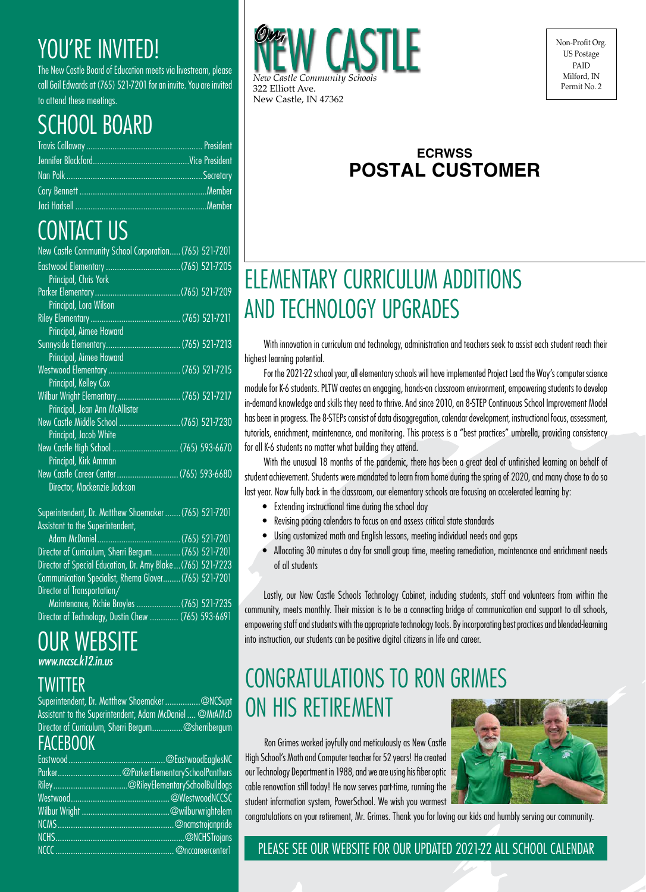# YOU'RE INVITED!

The New Castle Board of Education meets via livestream, please call Gail Edwards at (765) 521-7201 for an invite. You are invited to attend these meetings.

# SCHOOL BOARD

Travis Callaway .................................................. President
Jennifer Blackford............................................Vice President
Nan Polk .............................................................Secretary
Cory Bennett ......................................................Member
Jaci Hadsell ........................................................Member

# CONTACT US

New Castle Community School Corporation......(765) 521-7201
Eastwood Elementary ..................................(765) 521-7205
Principal, Chris York
Parker Elementary.......................................(765) 521-7209
Principal, Lora Wilson
Riley Elementary .........................................(765) 521-7211
Principal, Aimee Howard
Sunnyside Elementary..................................(765) 521-7213
Principal, Aimee Howard
Westwood Elementary .................................(765) 521-7215
Principal, Kelley Cox
Wilbur Wright Elementary.............................(765) 521-7217
Principal, Jean Ann McAllister
New Castle Middle School ............................(765) 521-7230
Principal, Jacob White
New Castle High School ..............................(765) 593-6670
Principal, Kirk Amman
New Castle Career Center ............................(765) 593-6680
Director, Mackenzie Jackson

Superintendent, Dr. Matthew Shoemaker .......(765) 521-7201
Assistant to the Superintendent,
Adam McDaniel.........................................(765) 521-7201
Director of Curriculum, Sherri Bergum.............(765) 521-7201
Director of Special Education, Dr. Amy Blake...(765) 521-7223
Communication Specialist, Rhema Glover........(765) 521-7201
Director of Transportation/
Maintenance, Richie Broyles ....................(765) 521-7235
Director of Technology, Dustin Chew ............. (765) 593-6691

# OUR WEBSITE

*www.nccsc.k12.in.us*

## TWITTER

Superintendent, Dr. Matthew Shoemaker ................@NCSupt
Assistant to the Superintendent, Adam McDaniel .... @MrAMcD
Director of Curriculum, Sherri Bergum..............@sherribergum

## FACEBOOK

Eastwood............................................@EastwoodEaglesNC
Parker............................@ParkerElementarySchoolPanthers
Riley..................................@RileyElementarySchoolBulldogs
Westwood.............................................@WestwoodNCCSC
Wilbur Wright ........................................@wilburwrightelem
NCMS.....................................................@ncmstrojanpride
NCHS...........................................................@NCHSTrojans
NCCC ......................................................@nccareercenter1

On, NEW CASTLE
*New Castle Community Schools*
322 Elliott Ave.
New Castle, IN 47362

Non-Profit Org.
US Postage
PAID
Milford, IN
Permit No. 2

**ECRWSS**
**POSTAL CUSTOMER**

# ELEMENTARY CURRICULUM ADDITIONS AND TECHNOLOGY UPGRADES

With innovation in curriculum and technology, administration and teachers seek to assist each student reach their highest learning potential.

For the 2021-22 school year, all elementary schools will have implemented Project Lead the Way's computer science module for K-6 students. PLTW creates an engaging, hands-on classroom environment, empowering students to develop in-demand knowledge and skills they need to thrive. And since 2010, an 8-STEP Continuous School Improvement Model has been in progress. The 8-STEPs consist of data disaggregation, calendar development, instructional focus, assessment, tutorials, enrichment, maintenance, and monitoring. This process is a "best practices" umbrella, providing consistency for all K-6 students no matter what building they attend.

With the unusual 18 months of the pandemic, there has been a great deal of unfinished learning on behalf of student achievement. Students were mandated to learn from home during the spring of 2020, and many chose to do so last year. Now fully back in the classroom, our elementary schools are focusing on accelerated learning by:

- Extending instructional time during the school day
- Revising pacing calendars to focus on and assess critical state standards
- Using customized math and English lessons, meeting individual needs and gaps
- Allocating 30 minutes a day for small group time, meeting remediation, maintenance and enrichment needs of all students

Lastly, our New Castle Schools Technology Cabinet, including students, staff and volunteers from within the community, meets monthly. Their mission is to be a connecting bridge of communication and support to all schools, empowering staff and students with the appropriate technology tools. By incorporating best practices and blended-learning into instruction, our students can be positive digital citizens in life and career.

# CONGRATULATIONS TO RON GRIMES ON HIS RETIREMENT

Ron Grimes worked joyfully and meticulously as New Castle High School's Math and Computer teacher for 52 years! He created our Technology Department in 1988, and we are using his fiber optic cable renovation still today! He now serves part-time, running the student information system, PowerSchool. We wish you warmest congratulations on your retirement, Mr. Grimes. Thank you for loving our kids and humbly serving our community.

PLEASE SEE OUR WEBSITE FOR OUR UPDATED 2021-22 ALL SCHOOL CALENDAR